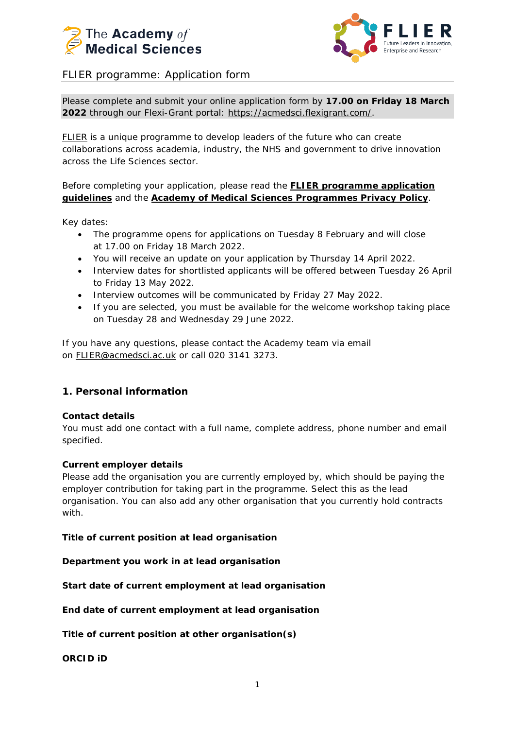# FLIER programme: Application form

Please complete and submit your online application form by **17.00 on Friday 18 March 2022** through our Flexi-Grant portal: https://acmedsci.flexigrant.com/.

FLIER is a unique programme to develop leaders of the future who can create collaborations across academia, industry, the NHS and government to drive innovation across the Life Sciences sector.

Before completing your application, please read the **FLIER programme application guidelines** and the **Academy of Medical Sciences Programmes Privacy Policy**.

Key dates:

- The programme opens for applications on Tuesday 8 February and will close at 17.00 on Friday 18 March 2022.
- You will receive an update on your application by Thursday 14 April 2022.
- Interview dates for shortlisted applicants will be offered between Tuesday 26 April to Friday 13 May 2022.
- Interview outcomes will be communicated by Friday 27 May 2022.
- If you are selected, you must be available for the welcome workshop taking place on Tuesday 28 and Wednesday 29 June 2022.

If you have any questions, please contact the Academy team via email on FLIER@acmedsci.ac.uk or call 020 3141 3273.

## 1. Personal information

**Contact details**

You must add one contact with a full name, complete address, phone number and email specified.

**Current employer details**

Please add the organisation you are currently employed by, which should be paying the employer contribution for taking part in the programme. Select this as the lead organisation. You can also add any other organisation that you currently hold contracts with.

**Title of current position at lead organisation**

**Department you work in at lead organisation**

**Start date of current employment at lead organisation**

**End date of current employment at lead organisation**

**Title of current position at other organisation(s)**

**ORCID iD**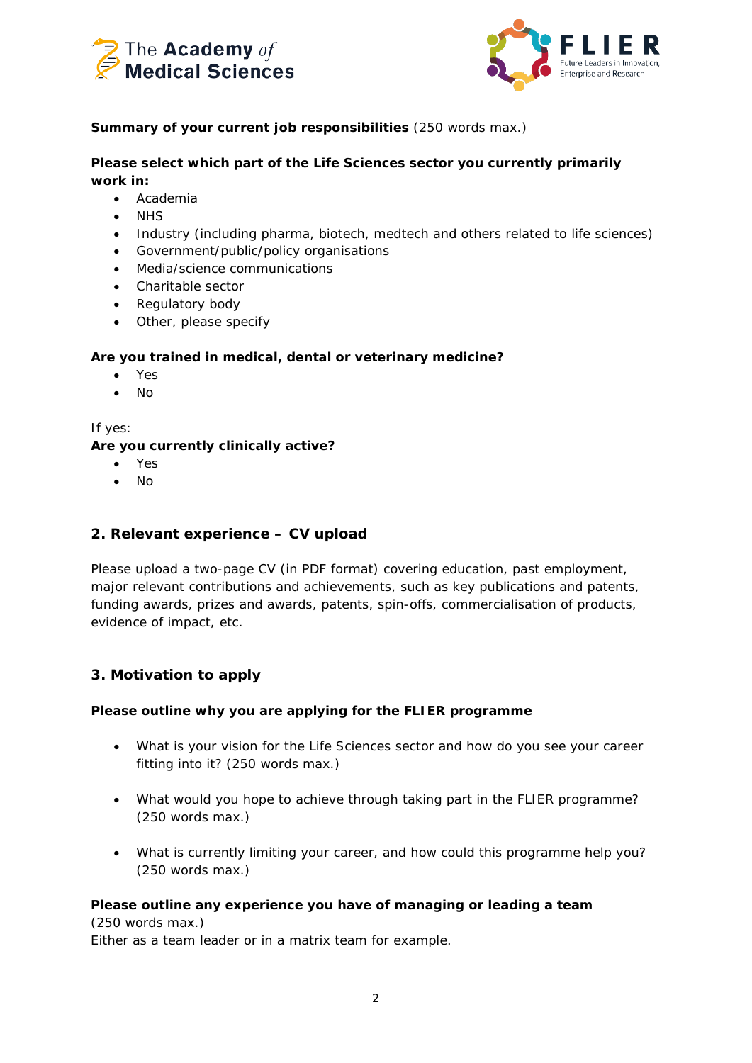**Summary of your current job responsibilities** (250 words max.)

**Please select which part of the Life Sciences sector you currently primarily work in:**

- Academia
- NHS
- Industry (including pharma, biotech, medtech and others related to life sciences)
- Government/public/policy organisations
- Media/science communications
- Charitable sector
- Regulatory body
- Other, please specify

**Are you trained in medical, dental or veterinary medicine?**

- Yes
- No

If yes:

**Are you currently clinically active?**

- Yes
- No

## 2. Relevant experience – CV upload

Please upload a two-page CV (in PDF format) covering education, past employment, major relevant contributions and achievements, such as key publications and patents, funding awards, prizes and awards, patents, spin-offs, commercialisation of products, evidence of impact, etc.

## 3. Motivation to apply

**Please outline why you are applying for the FLIER programme**

- What is your vision for the Life Sciences sector and how do you see your career fitting into it? (250 words max.)
- What would you hope to achieve through taking part in the FLIER programme? (250 words max.)
- What is currently limiting your career, and how could this programme help you? (250 words max.)

**Please outline any experience you have of managing or leading a team**
(250 words max.)
Either as a team leader or in a matrix team for example.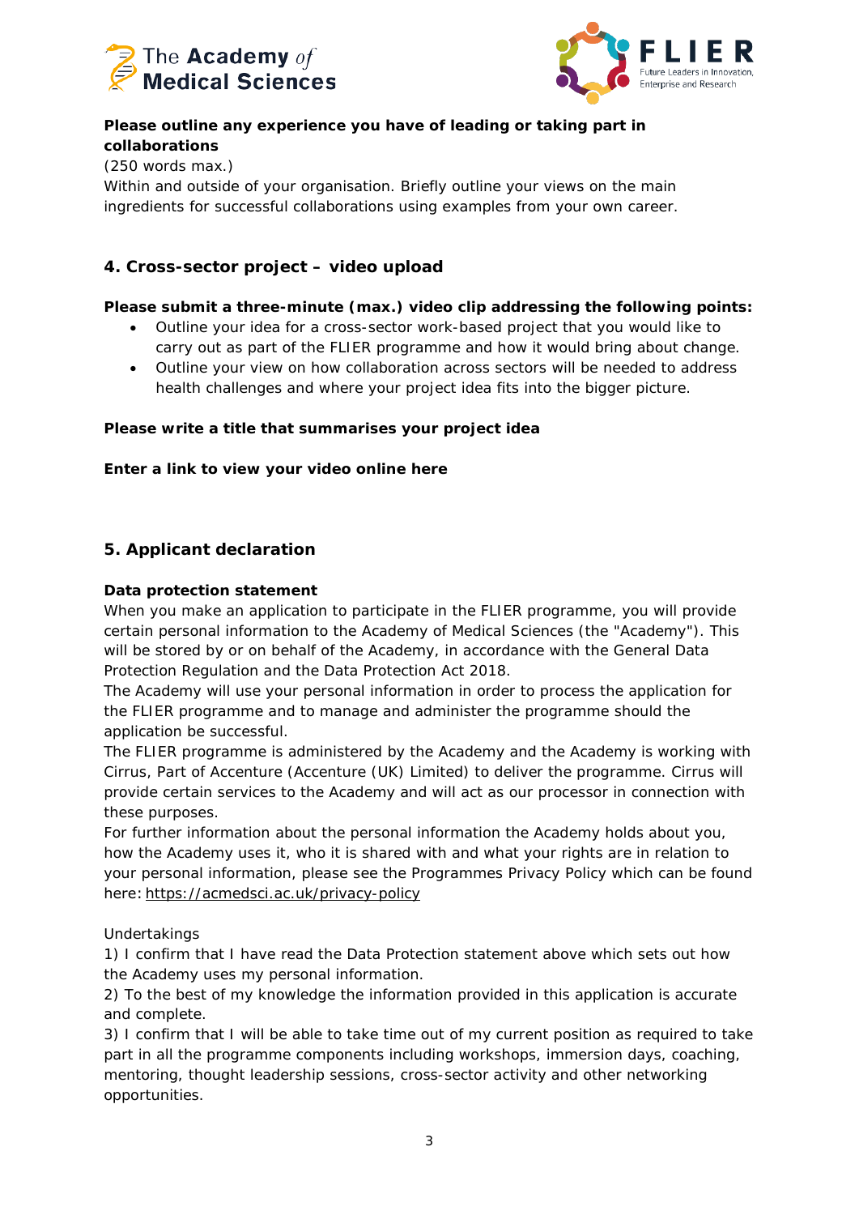**Please outline any experience you have of leading or taking part in collaborations**

(250 words max.)

Within and outside of your organisation. Briefly outline your views on the main ingredients for successful collaborations using examples from your own career.

## 4. Cross-sector project – video upload

**Please submit a three-minute (max.) video clip addressing the following points:**

- Outline your idea for a cross-sector work-based project that you would like to carry out as part of the FLIER programme and how it would bring about change.
- Outline your view on how collaboration across sectors will be needed to address health challenges and where your project idea fits into the bigger picture.

**Please write a title that summarises your project idea**

**Enter a link to view your video online here**

## 5. Applicant declaration

**Data protection statement**

When you make an application to participate in the FLIER programme, you will provide certain personal information to the Academy of Medical Sciences (the "Academy"). This will be stored by or on behalf of the Academy, in accordance with the General Data Protection Regulation and the Data Protection Act 2018.

The Academy will use your personal information in order to process the application for the FLIER programme and to manage and administer the programme should the application be successful.

The FLIER programme is administered by the Academy and the Academy is working with Cirrus, Part of Accenture (Accenture (UK) Limited) to deliver the programme. Cirrus will provide certain services to the Academy and will act as our processor in connection with these purposes.

For further information about the personal information the Academy holds about you, how the Academy uses it, who it is shared with and what your rights are in relation to your personal information, please see the Programmes Privacy Policy which can be found here: https://acmedsci.ac.uk/privacy-policy

Undertakings

1) I confirm that I have read the Data Protection statement above which sets out how the Academy uses my personal information.

2) To the best of my knowledge the information provided in this application is accurate and complete.

3) I confirm that I will be able to take time out of my current position as required to take part in all the programme components including workshops, immersion days, coaching, mentoring, thought leadership sessions, cross-sector activity and other networking opportunities.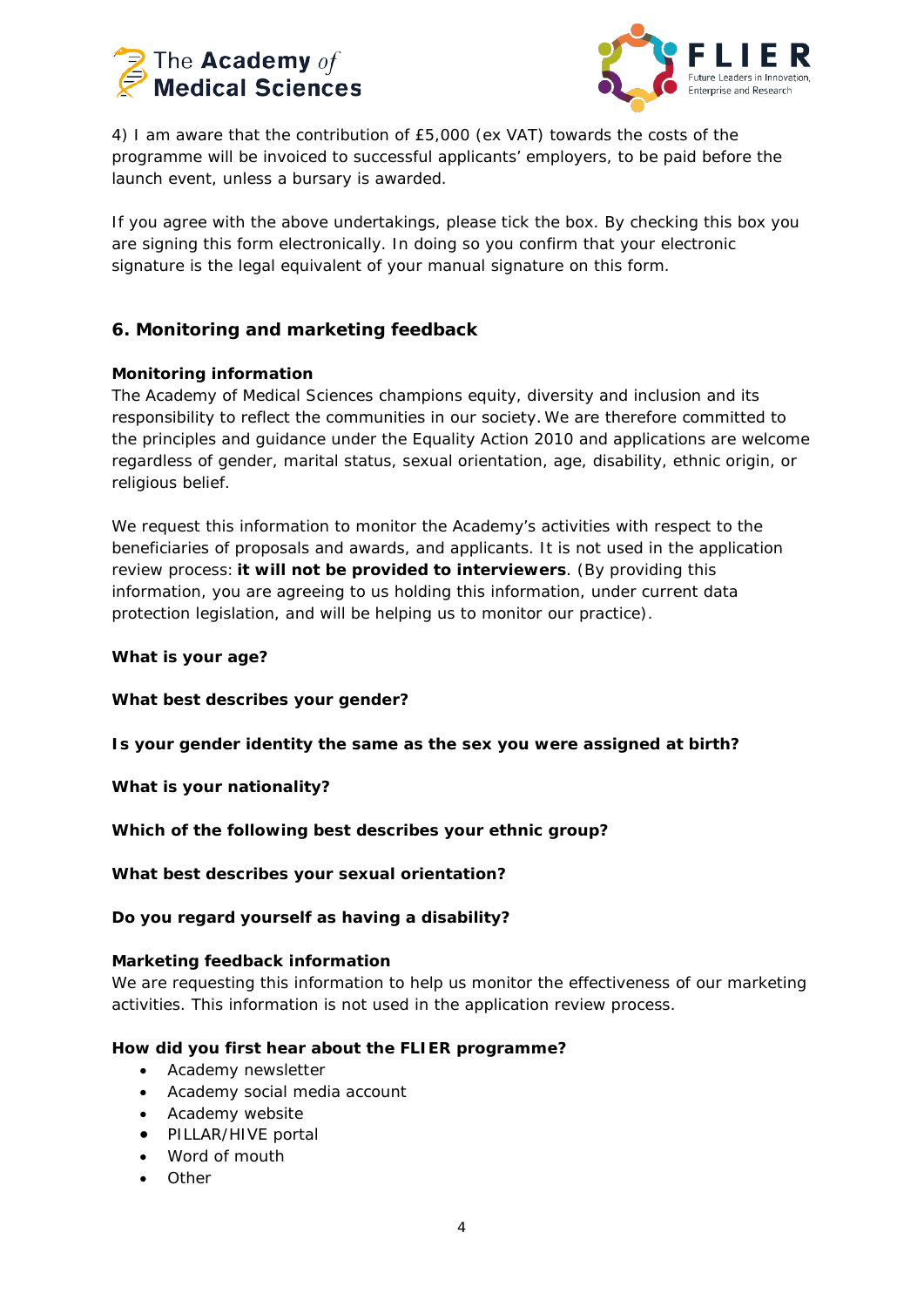4) I am aware that the contribution of £5,000 (ex VAT) towards the costs of the programme will be invoiced to successful applicants' employers, to be paid before the launch event, unless a bursary is awarded.

If you agree with the above undertakings, please tick the box. By checking this box you are signing this form electronically. In doing so you confirm that your electronic signature is the legal equivalent of your manual signature on this form.

## 6. Monitoring and marketing feedback

**Monitoring information**
The Academy of Medical Sciences champions equity, diversity and inclusion and its responsibility to reflect the communities in our society. We are therefore committed to the principles and guidance under the Equality Action 2010 and applications are welcome regardless of gender, marital status, sexual orientation, age, disability, ethnic origin, or religious belief.

We request this information to monitor the Academy's activities with respect to the beneficiaries of proposals and awards, and applicants. It is not used in the application review process: **it will not be provided to interviewers**. (By providing this information, you are agreeing to us holding this information, under current data protection legislation, and will be helping us to monitor our practice).

**What is your age?**

**What best describes your gender?**

**Is your gender identity the same as the sex you were assigned at birth?**

**What is your nationality?**

**Which of the following best describes your ethnic group?**

**What best describes your sexual orientation?**

**Do you regard yourself as having a disability?**

**Marketing feedback information**
We are requesting this information to help us monitor the effectiveness of our marketing activities. This information is not used in the application review process.

**How did you first hear about the FLIER programme?**

- Academy newsletter
- Academy social media account
- Academy website
- PILLAR/HIVE portal
- Word of mouth
- Other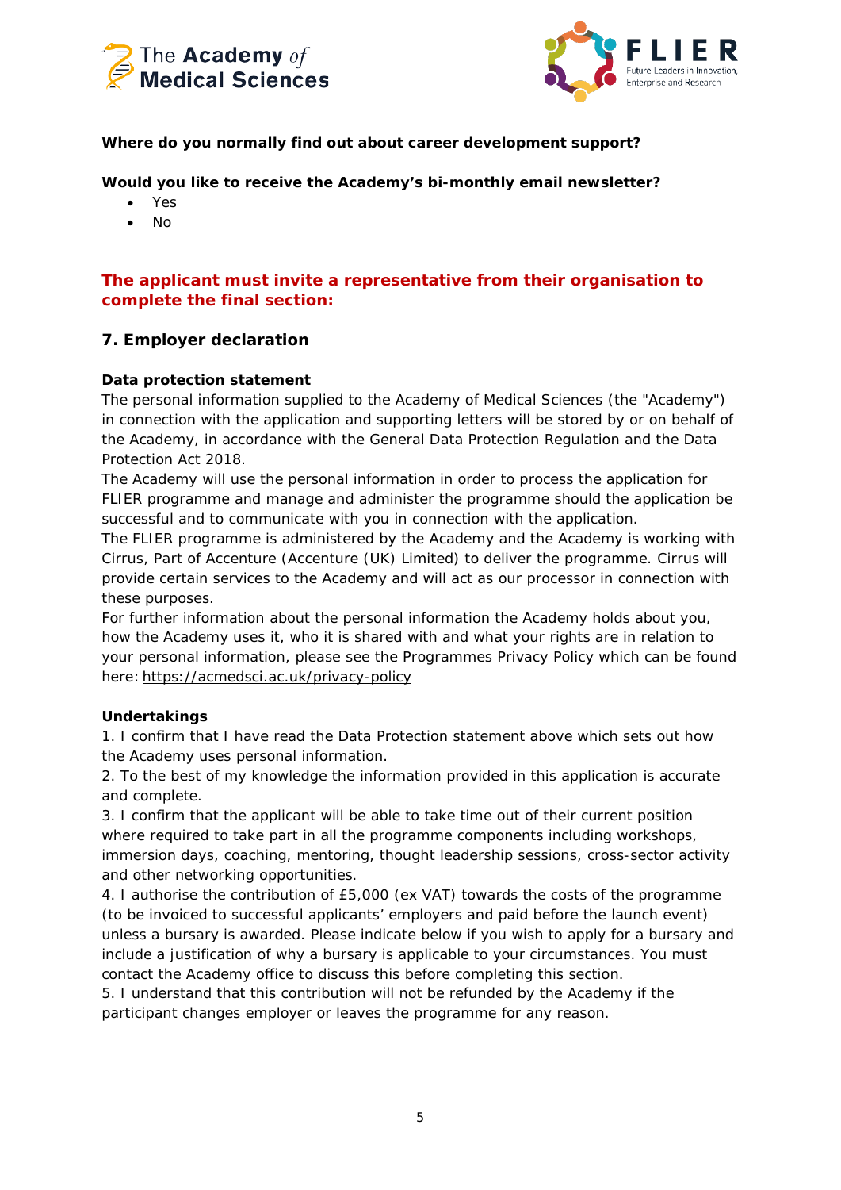**Where do you normally find out about career development support?**

**Would you like to receive the Academy's bi-monthly email newsletter?**

- Yes
- No

**The applicant must invite a representative from their organisation to complete the final section:**

## 7. Employer declaration

**Data protection statement**

The personal information supplied to the Academy of Medical Sciences (the "Academy") in connection with the application and supporting letters will be stored by or on behalf of the Academy, in accordance with the General Data Protection Regulation and the Data Protection Act 2018.

The Academy will use the personal information in order to process the application for FLIER programme and manage and administer the programme should the application be successful and to communicate with you in connection with the application.

The FLIER programme is administered by the Academy and the Academy is working with Cirrus, Part of Accenture (Accenture (UK) Limited) to deliver the programme. Cirrus will provide certain services to the Academy and will act as our processor in connection with these purposes.

For further information about the personal information the Academy holds about you, how the Academy uses it, who it is shared with and what your rights are in relation to your personal information, please see the Programmes Privacy Policy which can be found here: https://acmedsci.ac.uk/privacy-policy

**Undertakings**

1. I confirm that I have read the Data Protection statement above which sets out how the Academy uses personal information.
2. To the best of my knowledge the information provided in this application is accurate and complete.
3. I confirm that the applicant will be able to take time out of their current position where required to take part in all the programme components including workshops, immersion days, coaching, mentoring, thought leadership sessions, cross-sector activity and other networking opportunities.
4. I authorise the contribution of £5,000 (ex VAT) towards the costs of the programme (to be invoiced to successful applicants' employers and paid before the launch event) unless a bursary is awarded. Please indicate below if you wish to apply for a bursary and include a justification of why a bursary is applicable to your circumstances. You must contact the Academy office to discuss this before completing this section.
5. I understand that this contribution will not be refunded by the Academy if the participant changes employer or leaves the programme for any reason.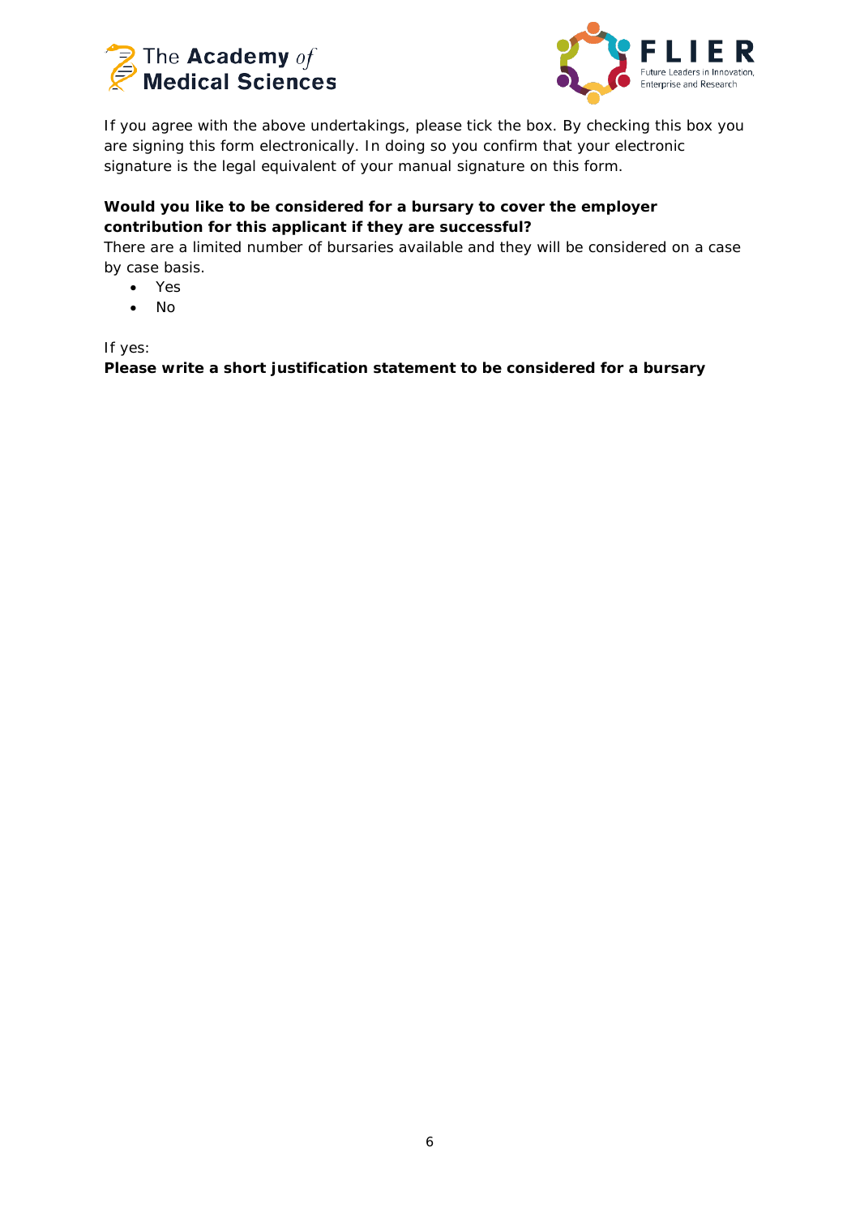If you agree with the above undertakings, please tick the box. By checking this box you are signing this form electronically. In doing so you confirm that your electronic signature is the legal equivalent of your manual signature on this form.

**Would you like to be considered for a bursary to cover the employer contribution for this applicant if they are successful?**

There are a limited number of bursaries available and they will be considered on a case by case basis.

- Yes
- No

If yes:

**Please write a short justification statement to be considered for a bursary**